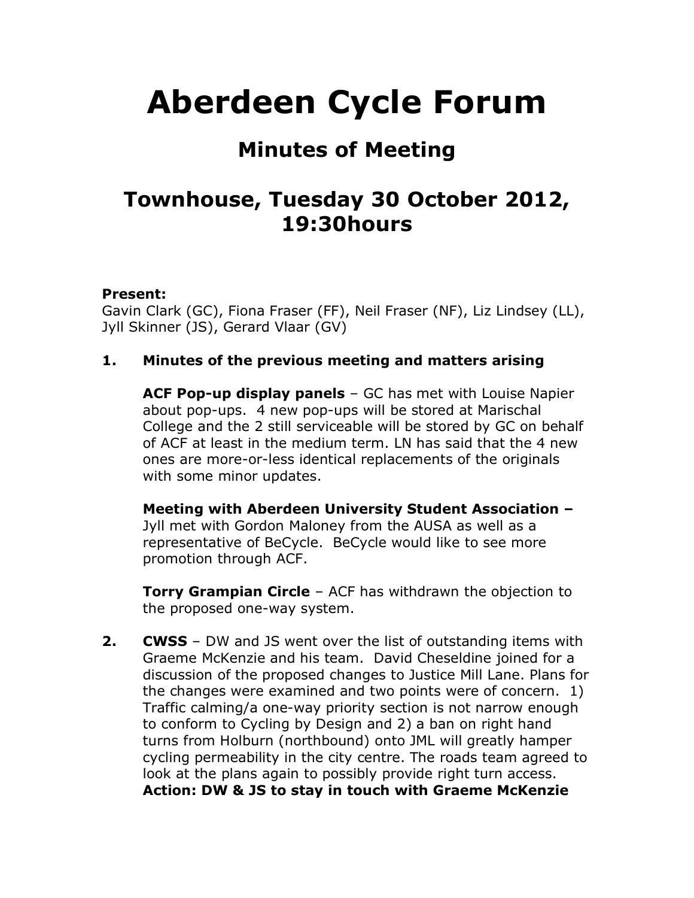# Aberdeen Cycle Forum

## Minutes of Meeting

## Townhouse, Tuesday 30 October 2012, 19:30hours

**Present:**
Gavin Clark (GC), Fiona Fraser (FF), Neil Fraser (NF), Liz Lindsey (LL), Jyll Skinner (JS), Gerard Vlaar (GV)

**1. Minutes of the previous meeting and matters arising**

**ACF Pop-up display panels** – GC has met with Louise Napier about pop-ups. 4 new pop-ups will be stored at Marischal College and the 2 still serviceable will be stored by GC on behalf of ACF at least in the medium term. LN has said that the 4 new ones are more-or-less identical replacements of the originals with some minor updates.

**Meeting with Aberdeen University Student Association –** Jyll met with Gordon Maloney from the AUSA as well as a representative of BeCycle. BeCycle would like to see more promotion through ACF.

**Torry Grampian Circle** – ACF has withdrawn the objection to the proposed one-way system.

**2. CWSS** – DW and JS went over the list of outstanding items with Graeme McKenzie and his team. David Cheseldine joined for a discussion of the proposed changes to Justice Mill Lane. Plans for the changes were examined and two points were of concern. 1) Traffic calming/a one-way priority section is not narrow enough to conform to Cycling by Design and 2) a ban on right hand turns from Holburn (northbound) onto JML will greatly hamper cycling permeability in the city centre. The roads team agreed to look at the plans again to possibly provide right turn access.
**Action: DW & JS to stay in touch with Graeme McKenzie**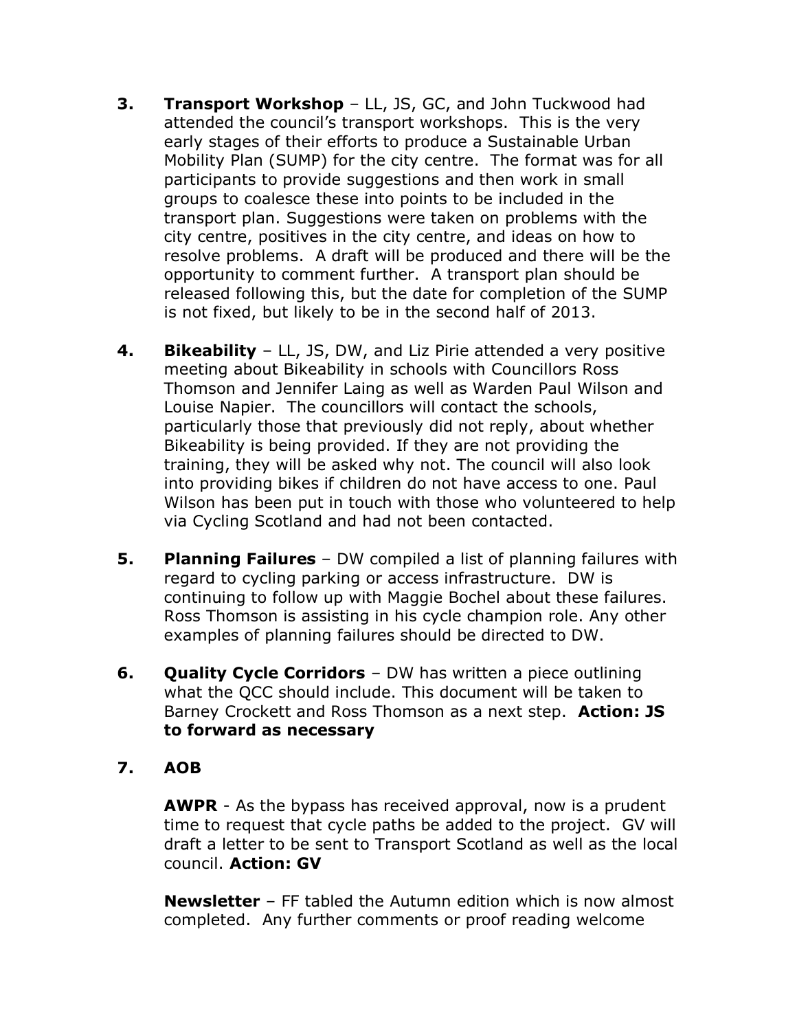3. **Transport Workshop** – LL, JS, GC, and John Tuckwood had attended the council's transport workshops. This is the very early stages of their efforts to produce a Sustainable Urban Mobility Plan (SUMP) for the city centre. The format was for all participants to provide suggestions and then work in small groups to coalesce these into points to be included in the transport plan. Suggestions were taken on problems with the city centre, positives in the city centre, and ideas on how to resolve problems. A draft will be produced and there will be the opportunity to comment further. A transport plan should be released following this, but the date for completion of the SUMP is not fixed, but likely to be in the second half of 2013.

4. **Bikeability** – LL, JS, DW, and Liz Pirie attended a very positive meeting about Bikeability in schools with Councillors Ross Thomson and Jennifer Laing as well as Warden Paul Wilson and Louise Napier. The councillors will contact the schools, particularly those that previously did not reply, about whether Bikeability is being provided. If they are not providing the training, they will be asked why not. The council will also look into providing bikes if children do not have access to one. Paul Wilson has been put in touch with those who volunteered to help via Cycling Scotland and had not been contacted.

5. **Planning Failures** – DW compiled a list of planning failures with regard to cycling parking or access infrastructure. DW is continuing to follow up with Maggie Bochel about these failures. Ross Thomson is assisting in his cycle champion role. Any other examples of planning failures should be directed to DW.

6. **Quality Cycle Corridors** – DW has written a piece outlining what the QCC should include. This document will be taken to Barney Crockett and Ross Thomson as a next step. **Action: JS to forward as necessary**

7. **AOB**

   **AWPR** - As the bypass has received approval, now is a prudent time to request that cycle paths be added to the project. GV will draft a letter to be sent to Transport Scotland as well as the local council. **Action: GV**

   **Newsletter** – FF tabled the Autumn edition which is now almost completed. Any further comments or proof reading welcome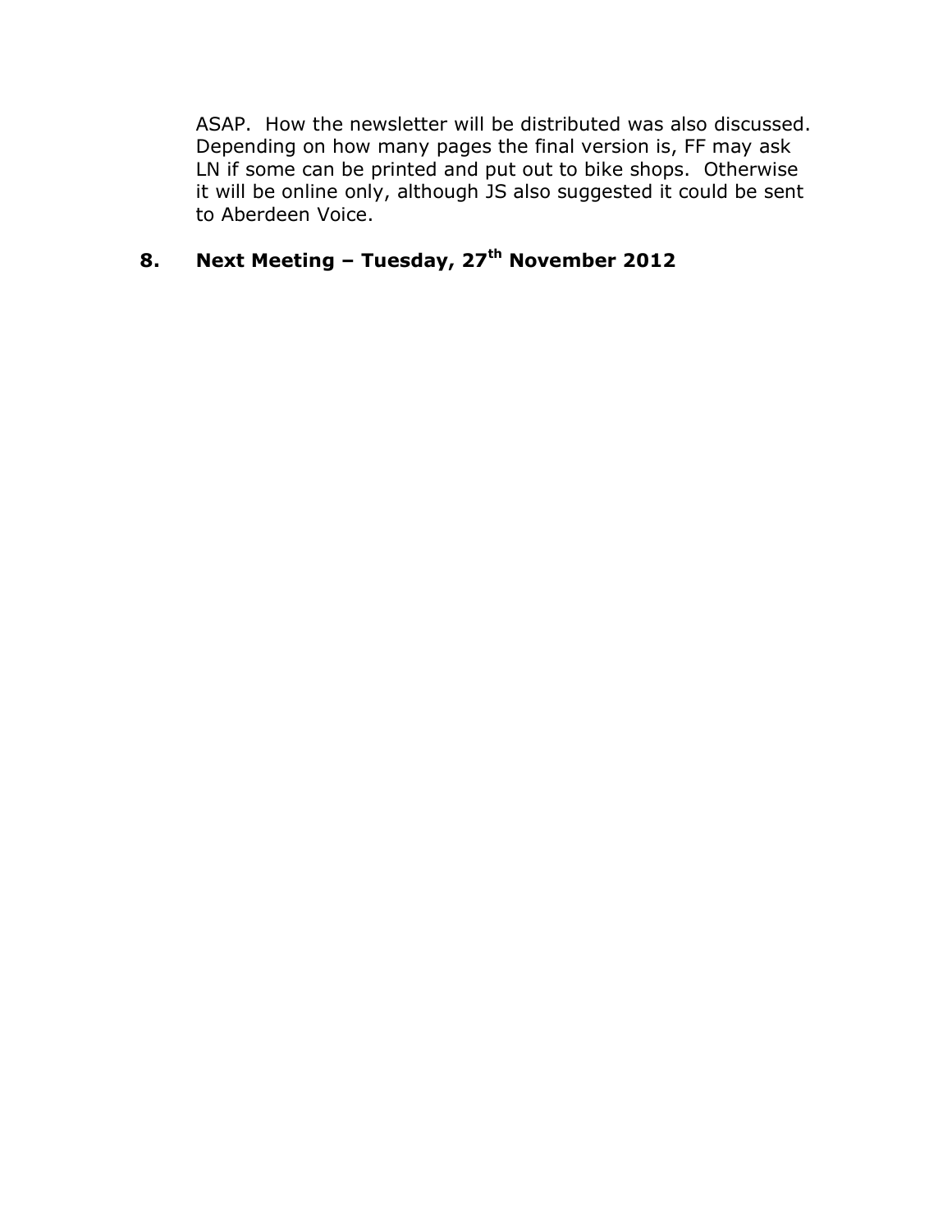ASAP. How the newsletter will be distributed was also discussed. Depending on how many pages the final version is, FF may ask LN if some can be printed and put out to bike shops. Otherwise it will be online only, although JS also suggested it could be sent to Aberdeen Voice.

## 8. Next Meeting – Tuesday, 27th November 2012